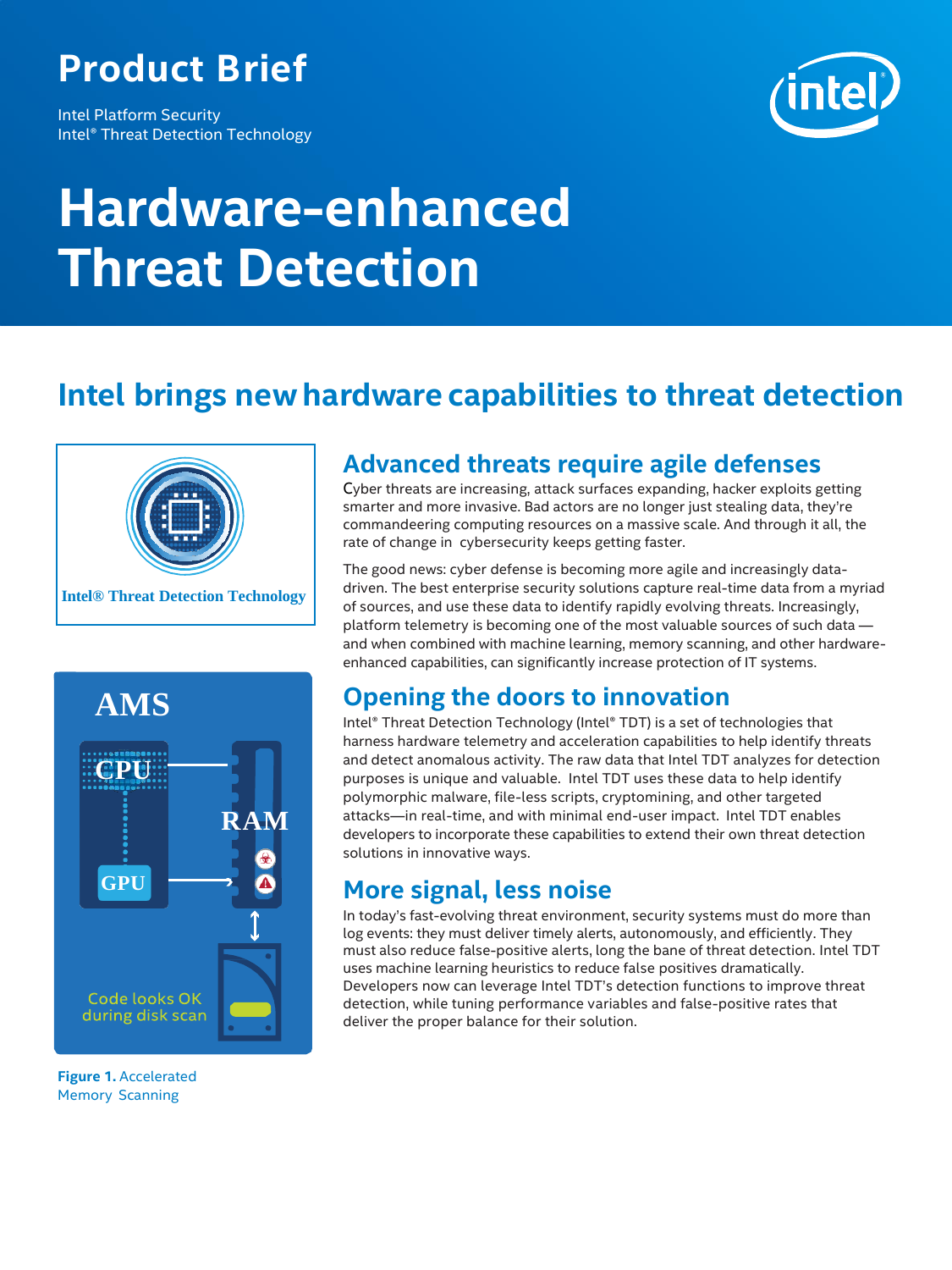Product Brief

Intel Platform Security
Intel® Threat Detection Technology

# Hardware-enhanced Threat Detection

## Intel brings new hardware capabilities to threat detection

Intel® Threat Detection Technology

AMS

CPU

RAM

GPU

Code looks OK during disk scan

**Figure 1.** Accelerated Memory Scanning

### Advanced threats require agile defenses

Cyber threats are increasing, attack surfaces expanding, hacker exploits getting smarter and more invasive. Bad actors are no longer just stealing data, they're commandeering computing resources on a massive scale. And through it all, the rate of change in cybersecurity keeps getting faster.

The good news: cyber defense is becoming more agile and increasingly data-driven. The best enterprise security solutions capture real-time data from a myriad of sources, and use these data to identify rapidly evolving threats. Increasingly, platform telemetry is becoming one of the most valuable sources of such data — and when combined with machine learning, memory scanning, and other hardware-enhanced capabilities, can significantly increase protection of IT systems.

### Opening the doors to innovation

Intel® Threat Detection Technology (Intel® TDT) is a set of technologies that harness hardware telemetry and acceleration capabilities to help identify threats and detect anomalous activity. The raw data that Intel TDT analyzes for detection purposes is unique and valuable. Intel TDT uses these data to help identify polymorphic malware, file-less scripts, cryptomining, and other targeted attacks—in real-time, and with minimal end-user impact. Intel TDT enables developers to incorporate these capabilities to extend their own threat detection solutions in innovative ways.

### More signal, less noise

In today's fast-evolving threat environment, security systems must do more than log events: they must deliver timely alerts, autonomously, and efficiently. They must also reduce false-positive alerts, long the bane of threat detection. Intel TDT uses machine learning heuristics to reduce false positives dramatically. Developers now can leverage Intel TDT's detection functions to improve threat detection, while tuning performance variables and false-positive rates that deliver the proper balance for their solution.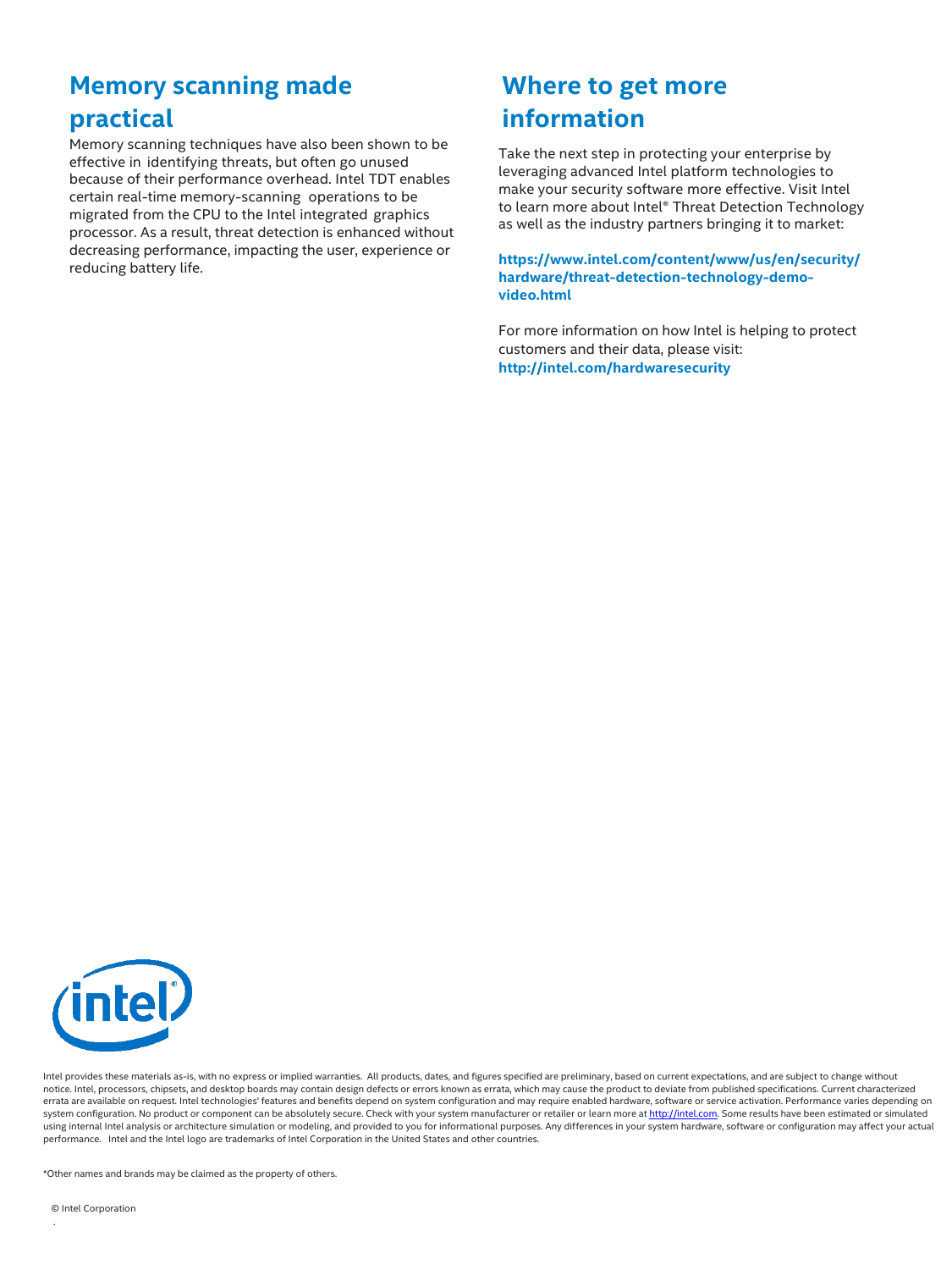## Memory scanning made practical

Memory scanning techniques have also been shown to be effective in identifying threats, but often go unused because of their performance overhead. Intel TDT enables certain real-time memory-scanning operations to be migrated from the CPU to the Intel integrated graphics processor. As a result, threat detection is enhanced without decreasing performance, impacting the user, experience or reducing battery life.

## Where to get more information

Take the next step in protecting your enterprise by leveraging advanced Intel platform technologies to make your security software more effective. Visit Intel to learn more about Intel® Threat Detection Technology as well as the industry partners bringing it to market:

**https://www.intel.com/content/www/us/en/security/hardware/threat-detection-technology-demo-video.html**

For more information on how Intel is helping to protect customers and their data, please visit:
**http://intel.com/hardwaresecurity**

Intel provides these materials as-is, with no express or implied warranties. All products, dates, and figures specified are preliminary, based on current expectations, and are subject to change without notice. Intel, processors, chipsets, and desktop boards may contain design defects or errors known as errata, which may cause the product to deviate from published specifications. Current characterized errata are available on request. Intel technologies' features and benefits depend on system configuration and may require enabled hardware, software or service activation. Performance varies depending on system configuration. No product or component can be absolutely secure. Check with your system manufacturer or retailer or learn more at http://intel.com. Some results have been estimated or simulated using internal Intel analysis or architecture simulation or modeling, and provided to you for informational purposes. Any differences in your system hardware, software or configuration may affect your actual performance. Intel and the Intel logo are trademarks of Intel Corporation in the United States and other countries.

*Other names and brands may be claimed as the property of others.

© Intel Corporation